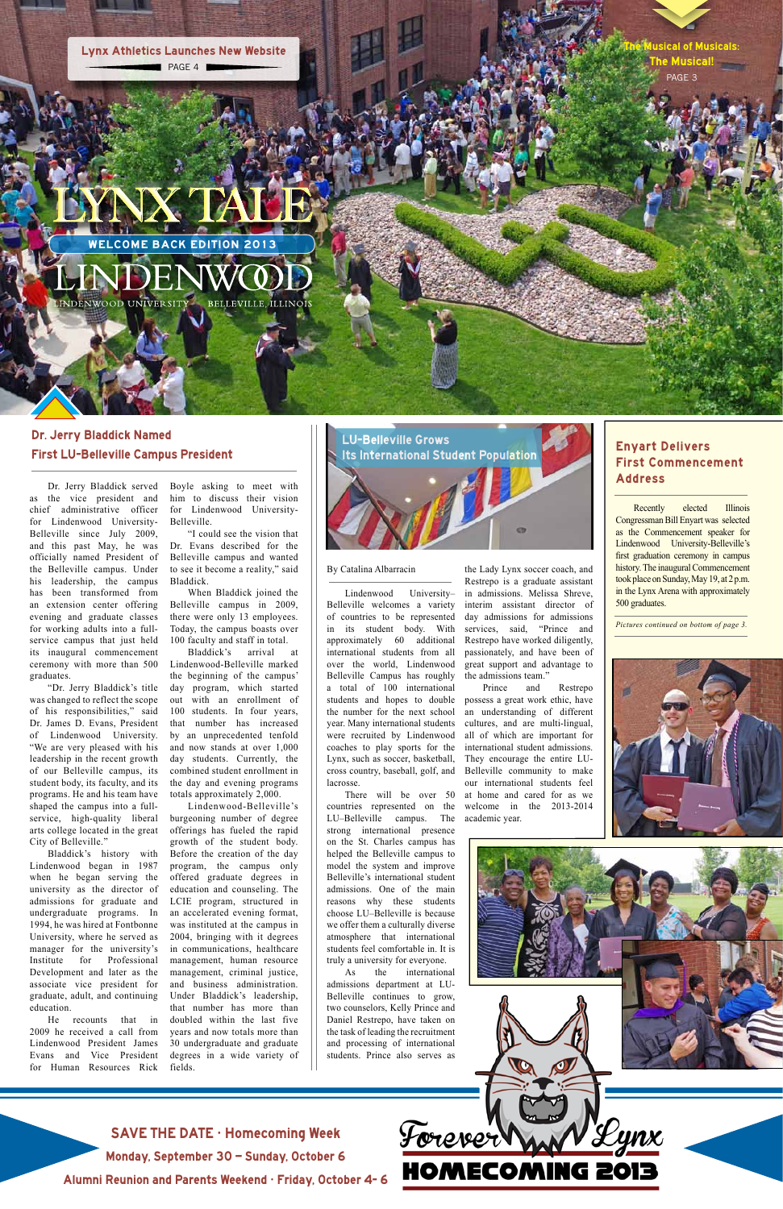Lynx Athletics Launches New Website
PAGE 4

The Musical of Musicals: The Musical!
PAGE 3

# LYNX TALE

WELCOME BACK EDITION 2013

LINDENWOOD

LINDENWOOD UNIVERSITY · BELLEVILLE, ILLINOIS

## Dr. Jerry Bladdick Named First LU-Belleville Campus President

Dr. Jerry Bladdick served as the vice president and chief administrative officer for Lindenwood University-Belleville since July 2009, and this past May, he was officially named President of the Belleville campus. Under his leadership, the campus has been transformed from an extension center offering evening and graduate classes for working adults into a full-service campus that just held its inaugural commencement ceremony with more than 500 graduates.

"Dr. Jerry Bladdick's title was changed to reflect the scope of his responsibilities," said Dr. James D. Evans, President of Lindenwood University. "We are very pleased with his leadership in the recent growth of our Belleville campus, its student body, its faculty, and its programs. He and his team have shaped the campus into a full-service, high-quality liberal arts college located in the great City of Belleville."

Bladdick's history with Lindenwood began in 1987 when he began serving the university as the director of admissions for graduate and undergraduate programs. In 1994, he was hired at Fontbonne University, where he served as manager for the university's Institute for Professional Development and later as the associate vice president for graduate, adult, and continuing education.

He recounts that in 2009 he received a call from Lindenwood President James Evans and Vice President for Human Resources Rick Boyle asking to meet with him to discuss their vision for Lindenwood University-Belleville.

"I could see the vision that Dr. Evans described for the Belleville campus and wanted to see it become a reality," said Bladdick.

When Bladdick joined the Belleville campus in 2009, there were only 13 employees. Today, the campus boasts over 100 faculty and staff in total.

Bladdick's arrival at Lindenwood-Belleville marked the beginning of the campus' day program, which started out with an enrollment of 100 students. In four years, that number has increased by an unprecedented tenfold and now stands at over 1,000 day students. Currently, the combined student enrollment in the day and evening programs totals approximately 2,000.

Lindenwood-Belleville's burgeoning number of degree offerings has fueled the rapid growth of the student body. Before the creation of the day program, the campus only offered graduate degrees in education and counseling. The LCIE program, structured in an accelerated evening format, was instituted at the campus in 2004, bringing with it degrees in communications, healthcare management, human resource management, criminal justice, and business administration. Under Bladdick's leadership, that number has more than doubled within the last five years and now totals more than 30 undergraduate and graduate degrees in a wide variety of fields.

## LU-Belleville Grows Its International Student Population

By Catalina Albarracin

Lindenwood University–Belleville welcomes a variety of countries to be represented in its student body. With approximately 60 additional international students from all over the world, Lindenwood Belleville Campus has roughly a total of 100 international students and hopes to double the number for the next school year. Many international students were recruited by Lindenwood coaches to play sports for the Lynx, such as soccer, basketball, cross country, baseball, golf, and lacrosse.

There will be over 50 countries represented on the LU–Belleville campus. The strong international presence on the St. Charles campus has helped the Belleville campus to model the system and improve Belleville's international student admissions. One of the main reasons why these students choose LU–Belleville is because we offer them a culturally diverse atmosphere that international students feel comfortable in. It is truly a university for everyone.

As the international admissions department at LU-Belleville continues to grow, two counselors, Kelly Prince and Daniel Restrepo, have taken on the task of leading the recruitment and processing of international students. Prince also serves as the Lady Lynx soccer coach, and Restrepo is a graduate assistant in admissions. Melissa Shreve, interim assistant director of day admissions for admissions services, said, "Prince and Restrepo have worked diligently, passionately, and have been of great support and advantage to the admissions team."

Prince and Restrepo possess a great work ethic, have an understanding of different cultures, and are multi-lingual, all of which are important for international student admissions. They encourage the entire LU-Belleville community to make our international students feel at home and cared for as we welcome in the 2013-2014 academic year.

## Enyart Delivers First Commencement Address

Recently elected Illinois Congressman Bill Enyart was selected as the Commencement speaker for Lindenwood University-Belleville's first graduation ceremony in campus history. The inaugural Commencement took place on Sunday, May 19, at 2 p.m. in the Lynx Arena with approximately 500 graduates.

*Pictures continued on bottom of page 3.*

**SAVE THE DATE · Homecoming Week**

**Monday, September 30 – Sunday, October 6**

**Alumni Reunion and Parents Weekend · Friday, October 4- 6**

Forever Lynx

HOMECOMING 2013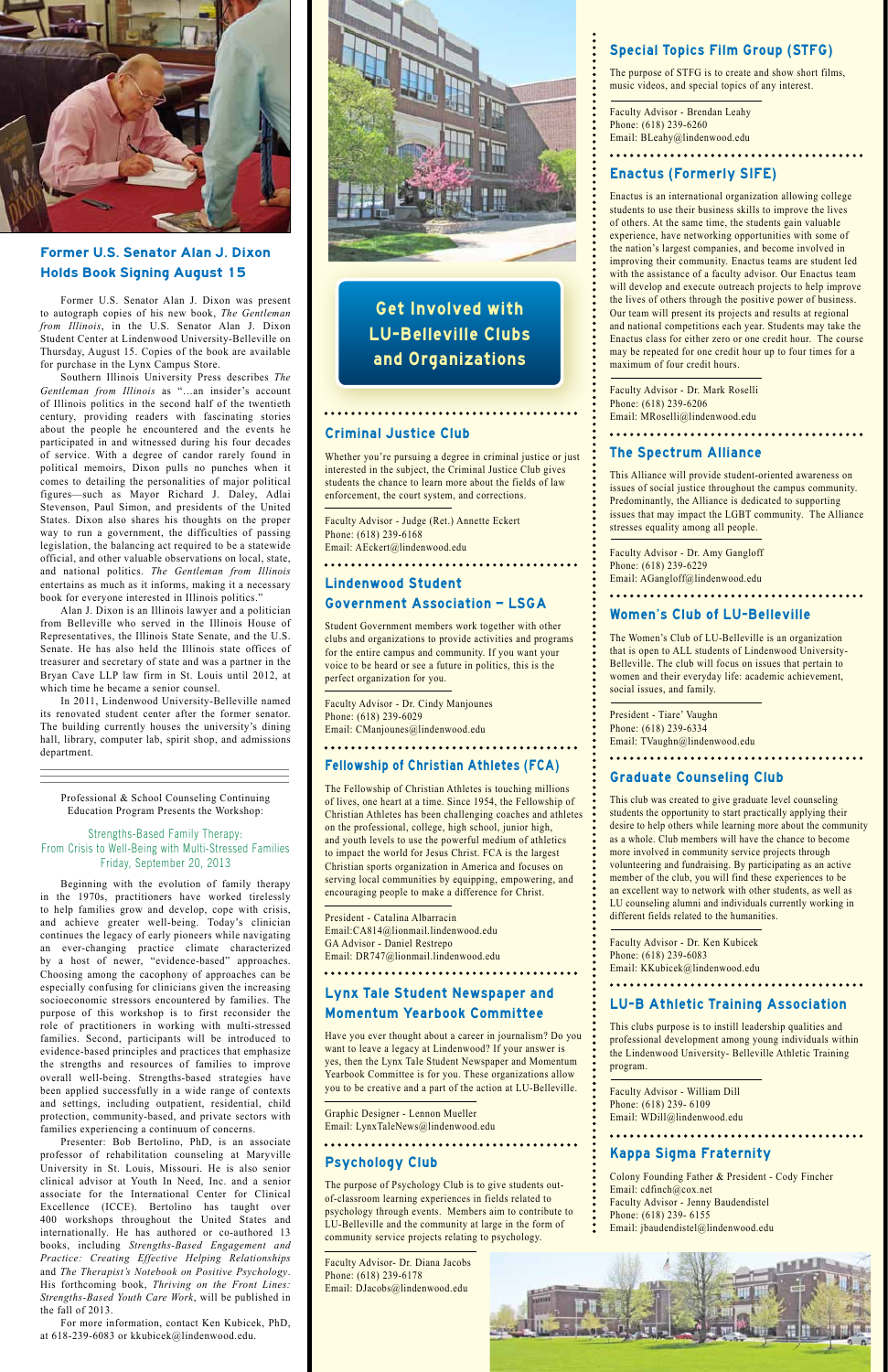## Former U.S. Senator Alan J. Dixon Holds Book Signing August 15

Former U.S. Senator Alan J. Dixon was present to autograph copies of his new book, *The Gentleman from Illinois*, in the U.S. Senator Alan J. Dixon Student Center at Lindenwood University-Belleville on Thursday, August 15. Copies of the book are available for purchase in the Lynx Campus Store.

Southern Illinois University Press describes *The Gentleman from Illinois* as "…an insider's account of Illinois politics in the second half of the twentieth century, providing readers with fascinating stories about the people he encountered and the events he participated in and witnessed during his four decades of service. With a degree of candor rarely found in political memoirs, Dixon pulls no punches when it comes to detailing the personalities of major political figures—such as Mayor Richard J. Daley, Adlai Stevenson, Paul Simon, and presidents of the United States. Dixon also shares his thoughts on the proper way to run a government, the difficulties of passing legislation, the balancing act required to be a statewide official, and other valuable observations on local, state, and national politics. *The Gentleman from Illinois* entertains as much as it informs, making it a necessary book for everyone interested in Illinois politics."

Alan J. Dixon is an Illinois lawyer and a politician from Belleville who served in the Illinois House of Representatives, the Illinois State Senate, and the U.S. Senate. He has also held the Illinois state offices of treasurer and secretary of state and was a partner in the Bryan Cave LLP law firm in St. Louis until 2012, at which time he became a senior counsel.

In 2011, Lindenwood University-Belleville named its renovated student center after the former senator. The building currently houses the university's dining hall, library, computer lab, spirit shop, and admissions department.

---

Professional & School Counseling Continuing Education Program Presents the Workshop:

### Strengths-Based Family Therapy: From Crisis to Well-Being with Multi-Stressed Families
### Friday, September 20, 2013

Beginning with the evolution of family therapy in the 1970s, practitioners have worked tirelessly to help families grow and develop, cope with crisis, and achieve greater well-being. Today's clinician continues the legacy of early pioneers while navigating an ever-changing practice climate characterized by a host of newer, "evidence-based" approaches. Choosing among the cacophony of approaches can be especially confusing for clinicians given the increasing socioeconomic stressors encountered by families. The purpose of this workshop is to first reconsider the role of practitioners in working with multi-stressed families. Second, participants will be introduced to evidence-based principles and practices that emphasize the strengths and resources of families to improve overall well-being. Strengths-based strategies have been applied successfully in a wide range of contexts and settings, including outpatient, residential, child protection, community-based, and private sectors with families experiencing a continuum of concerns.

Presenter: Bob Bertolino, PhD, is an associate professor of rehabilitation counseling at Maryville University in St. Louis, Missouri. He is also senior clinical advisor at Youth In Need, Inc. and a senior associate for the International Center for Clinical Excellence (ICCE). Bertolino has taught over 400 workshops throughout the United States and internationally. He has authored or co-authored 13 books, including *Strengths-Based Engagement and Practice: Creating Effective Helping Relationships* and *The Therapist's Notebook on Positive Psychology*. His forthcoming book, *Thriving on the Front Lines: Strengths-Based Youth Care Work*, will be published in the fall of 2013.

For more information, contact Ken Kubicek, PhD, at 618-239-6083 or kkubicek@lindenwood.edu.

---

## Get Involved with LU-Belleville Clubs and Organizations

### Criminal Justice Club

Whether you're pursuing a degree in criminal justice or just interested in the subject, the Criminal Justice Club gives students the chance to learn more about the fields of law enforcement, the court system, and corrections.

Faculty Advisor - Judge (Ret.) Annette Eckert
Phone: (618) 239-6168
Email: AEckert@lindenwood.edu

### Lindenwood Student Government Association – LSGA

Student Government members work together with other clubs and organizations to provide activities and programs for the entire campus and community. If you want your voice to be heard or see a future in politics, this is the perfect organization for you.

Faculty Advisor - Dr. Cindy Manjounes
Phone: (618) 239-6029
Email: CManjounes@lindenwood.edu

### Fellowship of Christian Athletes (FCA)

The Fellowship of Christian Athletes is touching millions of lives, one heart at a time. Since 1954, the Fellowship of Christian Athletes has been challenging coaches and athletes on the professional, college, high school, junior high, and youth levels to use the powerful medium of athletics to impact the world for Jesus Christ. FCA is the largest Christian sports organization in America and focuses on serving local communities by equipping, empowering, and encouraging people to make a difference for Christ.

President - Catalina Albarracin
Email:CA814@lionmail.lindenwood.edu
GA Advisor - Daniel Restrepo
Email: DR747@lionmail.lindenwood.edu

### Lynx Tale Student Newspaper and Momentum Yearbook Committee

Have you ever thought about a career in journalism? Do you want to leave a legacy at Lindenwood? If your answer is yes, then the Lynx Tale Student Newspaper and Momentum Yearbook Committee is for you. These organizations allow you to be creative and a part of the action at LU-Belleville.

Graphic Designer - Lennon Mueller
Email: LynxTaleNews@lindenwood.edu

### Psychology Club

The purpose of Psychology Club is to give students out-of-classroom learning experiences in fields related to psychology through events. Members aim to contribute to LU-Belleville and the community at large in the form of community service projects relating to psychology.

Faculty Advisor- Dr. Diana Jacobs
Phone: (618) 239-6178
Email: DJacobs@lindenwood.edu

### Special Topics Film Group (STFG)

The purpose of STFG is to create and show short films, music videos, and special topics of any interest.

Faculty Advisor - Brendan Leahy
Phone: (618) 239-6260
Email: BLeahy@lindenwood.edu

### Enactus (Formerly SIFE)

Enactus is an international organization allowing college students to use their business skills to improve the lives of others. At the same time, the students gain valuable experience, have networking opportunities with some of the nation's largest companies, and become involved in improving their community. Enactus teams are student led with the assistance of a faculty advisor. Our Enactus team will develop and execute outreach projects to help improve the lives of others through the positive power of business. Our team will present its projects and results at regional and national competitions each year. Students may take the Enactus class for either zero or one credit hour. The course may be repeated for one credit hour up to four times for a maximum of four credit hours.

Faculty Advisor - Dr. Mark Roselli
Phone: (618) 239-6206
Email: MRoselli@lindenwood.edu

### The Spectrum Alliance

This Alliance will provide student-oriented awareness on issues of social justice throughout the campus community. Predominantly, the Alliance is dedicated to supporting issues that may impact the LGBT community. The Alliance stresses equality among all people.

Faculty Advisor - Dr. Amy Gangloff
Phone: (618) 239-6229
Email: AGangloff@lindenwood.edu

### Women's Club of LU-Belleville

The Women's Club of LU-Belleville is an organization that is open to ALL students of Lindenwood University-Belleville. The club will focus on issues that pertain to women and their everyday life: academic achievement, social issues, and family.

President - Tiare' Vaughn
Phone: (618) 239-6334
Email: TVaughn@lindenwood.edu

### Graduate Counseling Club

This club was created to give graduate level counseling students the opportunity to start practically applying their desire to help others while learning more about the community as a whole. Club members will have the chance to become more involved in community service projects through volunteering and fundraising. By participating as an active member of the club, you will find these experiences to be an excellent way to network with other students, as well as LU counseling alumni and individuals currently working in different fields related to the humanities.

Faculty Advisor - Dr. Ken Kubicek
Phone: (618) 239-6083
Email: KKubicek@lindenwood.edu

### LU-B Athletic Training Association

This clubs purpose is to instill leadership qualities and professional development among young individuals within the Lindenwood University- Belleville Athletic Training program.

Faculty Advisor - William Dill
Phone: (618) 239- 6109
Email: WDill@lindenwood.edu

### Kappa Sigma Fraternity

Colony Founding Father & President - Cody Fincher
Email: cdfinch@cox.net
Faculty Advisor - Jenny Baudendistel
Phone: (618) 239- 6155
Email: jbaudendistel@lindenwood.edu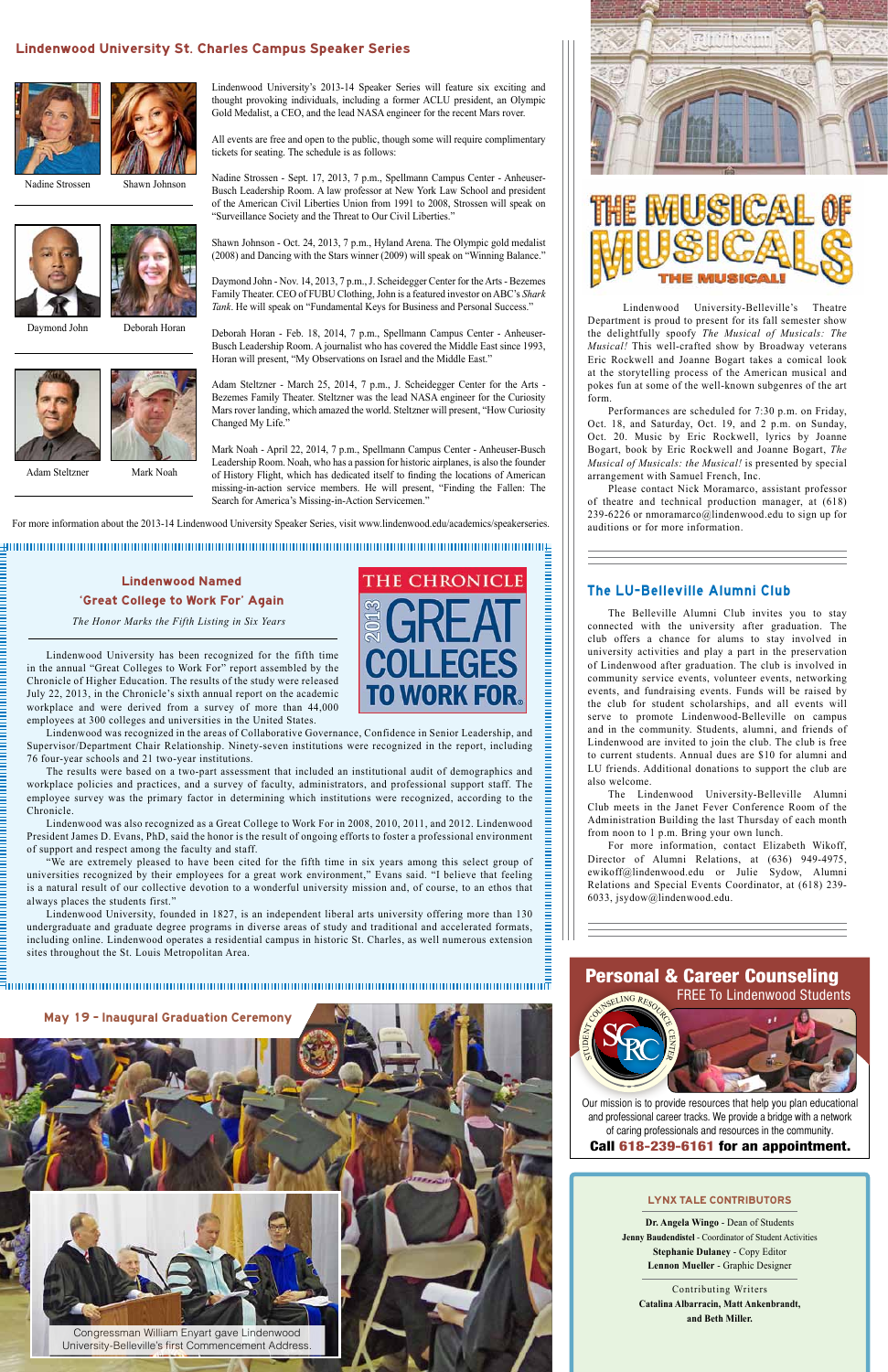## Lindenwood University St. Charles Campus Speaker Series

Nadine Strossen

Shawn Johnson

Daymond John

Deborah Horan

Adam Steltzner

Mark Noah

Lindenwood University's 2013-14 Speaker Series will feature six exciting and thought provoking individuals, including a former ACLU president, an Olympic Gold Medalist, a CEO, and the lead NASA engineer for the recent Mars rover.

All events are free and open to the public, though some will require complimentary tickets for seating. The schedule is as follows:

Nadine Strossen - Sept. 17, 2013, 7 p.m., Spellmann Campus Center - Anheuser-Busch Leadership Room. A law professor at New York Law School and president of the American Civil Liberties Union from 1991 to 2008, Strossen will speak on "Surveillance Society and the Threat to Our Civil Liberties."

Shawn Johnson - Oct. 24, 2013, 7 p.m., Hyland Arena. The Olympic gold medalist (2008) and Dancing with the Stars winner (2009) will speak on "Winning Balance."

Daymond John - Nov. 14, 2013, 7 p.m., J. Scheidegger Center for the Arts - Bezemes Family Theater. CEO of FUBU Clothing, John is a featured investor on ABC's *Shark Tank*. He will speak on "Fundamental Keys for Business and Personal Success."

Deborah Horan - Feb. 18, 2014, 7 p.m., Spellmann Campus Center - Anheuser-Busch Leadership Room. A journalist who has covered the Middle East since 1993, Horan will present, "My Observations on Israel and the Middle East."

Adam Steltzner - March 25, 2014, 7 p.m., J. Scheidegger Center for the Arts - Bezemes Family Theater. Steltzner was the lead NASA engineer for the Curiosity Mars rover landing, which amazed the world. Steltzner will present, "How Curiosity Changed My Life."

Mark Noah - April 22, 2014, 7 p.m., Spellmann Campus Center - Anheuser-Busch Leadership Room. Noah, who has a passion for historic airplanes, is also the founder of History Flight, which has dedicated itself to finding the locations of American missing-in-action service members. He will present, "Finding the Fallen: The Search for America's Missing-in-Action Servicemen."

For more information about the 2013-14 Lindenwood University Speaker Series, visit www.lindenwood.edu/academics/speakerseries.

## Lindenwood Named 'Great College to Work For' Again

*The Honor Marks the Fifth Listing in Six Years*

THE CHRONICLE 2013 GREAT COLLEGES TO WORK FOR

Lindenwood University has been recognized for the fifth time in the annual "Great Colleges to Work For" report assembled by the Chronicle of Higher Education. The results of the study were released July 22, 2013, in the Chronicle's sixth annual report on the academic workplace and were derived from a survey of more than 44,000 employees at 300 colleges and universities in the United States.

Lindenwood was recognized in the areas of Collaborative Governance, Confidence in Senior Leadership, and Supervisor/Department Chair Relationship. Ninety-seven institutions were recognized in the report, including 76 four-year schools and 21 two-year institutions.

The results were based on a two-part assessment that included an institutional audit of demographics and workplace policies and practices, and a survey of faculty, administrators, and professional support staff. The employee survey was the primary factor in determining which institutions were recognized, according to the Chronicle.

Lindenwood was also recognized as a Great College to Work For in 2008, 2010, 2011, and 2012. Lindenwood President James D. Evans, PhD, said the honor is the result of ongoing efforts to foster a professional environment of support and respect among the faculty and staff.

"We are extremely pleased to have been cited for the fifth time in six years among this select group of universities recognized by their employees for a great work environment," Evans said. "I believe that feeling is a natural result of our collective devotion to a wonderful university mission and, of course, to an ethos that always places the students first."

Lindenwood University, founded in 1827, is an independent liberal arts university offering more than 130 undergraduate and graduate degree programs in diverse areas of study and traditional and accelerated formats, including online. Lindenwood operates a residential campus in historic St. Charles, as well numerous extension sites throughout the St. Louis Metropolitan Area.

## May 19 - Inaugural Graduation Ceremony

Congressman William Enyart gave Lindenwood University-Belleville's first Commencement Address.

## THE MUSICAL OF MUSICALS THE MUSICAL!

Lindenwood University-Belleville's Theatre Department is proud to present for its fall semester show the delightfully spoofy *The Musical of Musicals: The Musical!* This well-crafted show by Broadway veterans Eric Rockwell and Joanne Bogart takes a comical look at the storytelling process of the American musical and pokes fun at some of the well-known subgenres of the art form.

Performances are scheduled for 7:30 p.m. on Friday, Oct. 18, and Saturday, Oct. 19, and 2 p.m. on Sunday, Oct. 20. Music by Eric Rockwell, lyrics by Joanne Bogart, book by Eric Rockwell and Joanne Bogart, *The Musical of Musicals: the Musical!* is presented by special arrangement with Samuel French, Inc.

Please contact Nick Moramarco, assistant professor of theatre and technical production manager, at (618) 239-6226 or nmoramarco@lindenwood.edu to sign up for auditions or for more information.

## The LU-Belleville Alumni Club

The Belleville Alumni Club invites you to stay connected with the university after graduation. The club offers a chance for alums to stay involved in university activities and play a part in the preservation of Lindenwood after graduation. The club is involved in community service events, volunteer events, networking events, and fundraising events. Funds will be raised by the club for student scholarships, and all events will serve to promote Lindenwood-Belleville on campus and in the community. Students, alumni, and friends of Lindenwood are invited to join the club. The club is free to current students. Annual dues are $10 for alumni and LU friends. Additional donations to support the club are also welcome.

The Lindenwood University-Belleville Alumni Club meets in the Janet Fever Conference Room of the Administration Building the last Thursday of each month from noon to 1 p.m. Bring your own lunch.

For more information, contact Elizabeth Wikoff, Director of Alumni Relations, at (636) 949-4975, ewikoff@lindenwood.edu or Julie Sydow, Alumni Relations and Special Events Coordinator, at (618) 239-6033, jsydow@lindenwood.edu.

## Personal & Career Counseling

FREE To Lindenwood Students

STUDENT COUNSELING RESOURCE CENTER SCRC

Our mission is to provide resources that help you plan educational and professional career tracks. We provide a bridge with a network of caring professionals and resources in the community.

**Call 618-239-6161 for an appointment.**

### LYNX TALE CONTRIBUTORS

**Dr. Angela Wingo** - Dean of Students
**Jenny Baudendistel** - Coordinator of Student Activities
**Stephanie Dulaney** - Copy Editor
**Lennon Mueller** - Graphic Designer

Contributing Writers
**Catalina Albarracin, Matt Ankenbrandt, and Beth Miller.**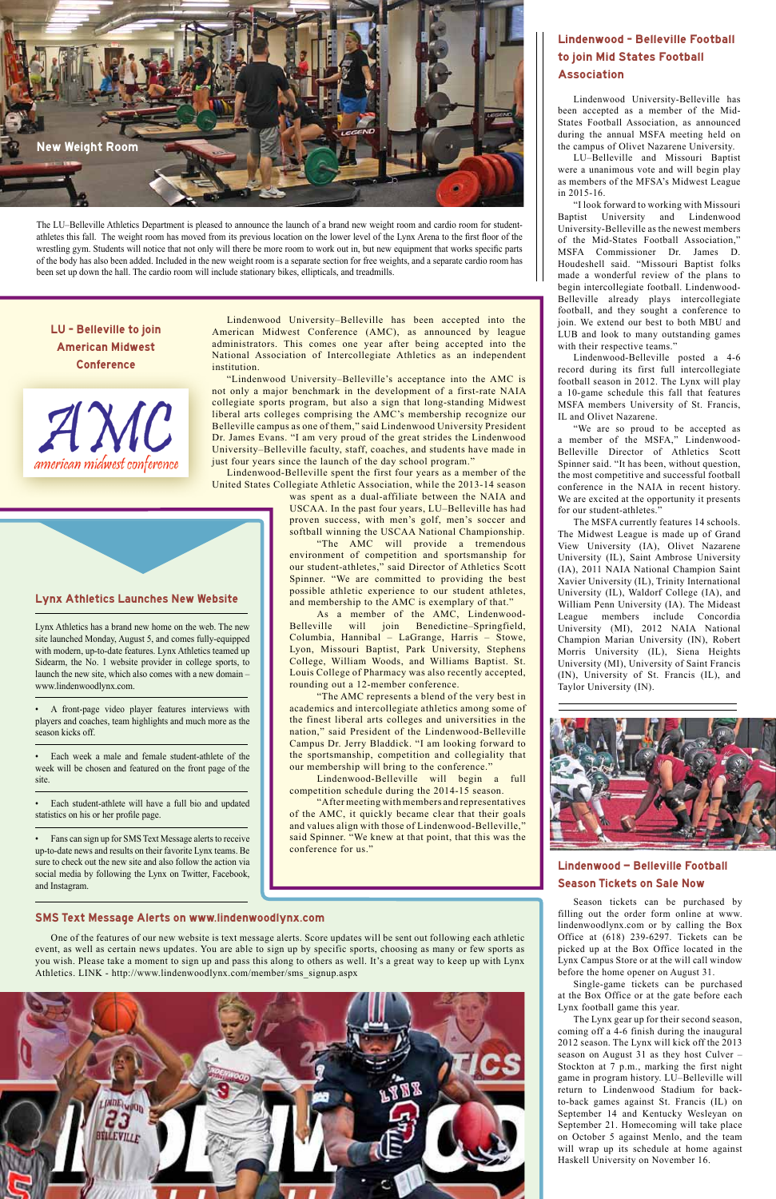New Weight Room

The LU–Belleville Athletics Department is pleased to announce the launch of a brand new weight room and cardio room for student-athletes this fall. The weight room has moved from its previous location on the lower level of the Lynx Arena to the first floor of the wrestling gym. Students will notice that not only will there be more room to work out in, but new equipment that works specific parts of the body has also been added. Included in the new weight room is a separate section for free weights, and a separate cardio room has been set up down the hall. The cardio room will include stationary bikes, ellipticals, and treadmills.

## LU – Belleville to join American Midwest Conference

Lindenwood University–Belleville has been accepted into the American Midwest Conference (AMC), as announced by league administrators. This comes one year after being accepted into the National Association of Intercollegiate Athletics as an independent institution.

"Lindenwood University–Belleville's acceptance into the AMC is not only a major benchmark in the development of a first-rate NAIA collegiate sports program, but also a sign that long-standing Midwest liberal arts colleges comprising the AMC's membership recognize our Belleville campus as one of them," said Lindenwood University President Dr. James Evans. "I am very proud of the great strides the Lindenwood University–Belleville faculty, staff, coaches, and students have made in just four years since the launch of the day school program."

Lindenwood-Belleville spent the first four years as a member of the United States Collegiate Athletic Association, while the 2013-14 season was spent as a dual-affiliate between the NAIA and USCAA. In the past four years, LU–Belleville has had proven success, with men's golf, men's soccer and softball winning the USCAA National Championship.

"The AMC will provide a tremendous environment of competition and sportsmanship for our student-athletes," said Director of Athletics Scott Spinner. "We are committed to providing the best possible athletic experience to our student athletes, and membership to the AMC is exemplary of that."

As a member of the AMC, Lindenwood-Belleville will join Benedictine–Springfield, Columbia, Hannibal – LaGrange, Harris – Stowe, Lyon, Missouri Baptist, Park University, Stephens College, William Woods, and Williams Baptist. St. Louis College of Pharmacy was also recently accepted, rounding out a 12-member conference.

"The AMC represents a blend of the very best in academics and intercollegiate athletics among some of the finest liberal arts colleges and universities in the nation," said President of the Lindenwood-Belleville Campus Dr. Jerry Bladdick. "I am looking forward to the sportsmanship, competition and collegiality that our membership will bring to the conference."

Lindenwood-Belleville will begin a full competition schedule during the 2014-15 season.

"After meeting with members and representatives of the AMC, it quickly became clear that their goals and values align with those of Lindenwood-Belleville," said Spinner. "We knew at that point, that this was the conference for us."

## Lynx Athletics Launches New Website

Lynx Athletics has a brand new home on the web. The new site launched Monday, August 5, and comes fully-equipped with modern, up-to-date features. Lynx Athletics teamed up with Sidearm, the No. 1 website provider in college sports, to launch the new site, which also comes with a new domain – www.lindenwoodlynx.com.

- A front-page video player features interviews with players and coaches, team highlights and much more as the season kicks off.
- Each week a male and female student-athlete of the week will be chosen and featured on the front page of the site.
- Each student-athlete will have a full bio and updated statistics on his or her profile page.
- Fans can sign up for SMS Text Message alerts to receive up-to-date news and results on their favorite Lynx teams. Be sure to check out the new site and also follow the action via social media by following the Lynx on Twitter, Facebook, and Instagram.

## SMS Text Message Alerts on www.lindenwoodlynx.com

One of the features of our new website is text message alerts. Score updates will be sent out following each athletic event, as well as certain news updates. You are able to sign up by specific sports, choosing as many or few sports as you wish. Please take a moment to sign up and pass this along to others as well. It's a great way to keep up with Lynx Athletics. LINK - http://www.lindenwoodlynx.com/member/sms_signup.aspx

## Lindenwood - Belleville Football to join Mid States Football Association

Lindenwood University-Belleville has been accepted as a member of the Mid-States Football Association, as announced during the annual MSFA meeting held on the campus of Olivet Nazarene University.

LU–Belleville and Missouri Baptist were a unanimous vote and will begin play as members of the MFSA's Midwest League in 2015-16.

"I look forward to working with Missouri Baptist University and Lindenwood University-Belleville as the newest members of the Mid-States Football Association," MSFA Commissioner Dr. James D. Houdeshell said. "Missouri Baptist folks made a wonderful review of the plans to begin intercollegiate football. Lindenwood-Belleville already plays intercollegiate football, and they sought a conference to join. We extend our best to both MBU and LUB and look to many outstanding games with their respective teams."

Lindenwood-Belleville posted a 4-6 record during its first full intercollegiate football season in 2012. The Lynx will play a 10-game schedule this fall that features MSFA members University of St. Francis, IL and Olivet Nazarene.

"We are so proud to be accepted as a member of the MSFA," Lindenwood-Belleville Director of Athletics Scott Spinner said. "It has been, without question, the most competitive and successful football conference in the NAIA in recent history. We are excited at the opportunity it presents for our student-athletes."

The MSFA currently features 14 schools. The Midwest League is made up of Grand View University (IA), Olivet Nazarene University (IL), Saint Ambrose University (IA), 2011 NAIA National Champion Saint Xavier University (IL), Trinity International University (IL), Waldorf College (IA), and William Penn University (IA). The Mideast League members include Concordia University (MI), 2012 NAIA National Champion Marian University (IN), Robert Morris University (IL), Siena Heights University (MI), University of Saint Francis (IN), University of St. Francis (IL), and Taylor University (IN).

## Lindenwood – Belleville Football Season Tickets on Sale Now

Season tickets can be purchased by filling out the order form online at www.lindenwoodlynx.com or by calling the Box Office at (618) 239-6297. Tickets can be picked up at the Box Office located in the Lynx Campus Store or at the will call window before the home opener on August 31.

Single-game tickets can be purchased at the Box Office or at the gate before each Lynx football game this year.

The Lynx gear up for their second season, coming off a 4-6 finish during the inaugural 2012 season. The Lynx will kick off the 2013 season on August 31 as they host Culver – Stockton at 7 p.m., marking the first night game in program history. LU–Belleville will return to Lindenwood Stadium for back-to-back games against St. Francis (IL) on September 14 and Kentucky Wesleyan on September 21. Homecoming will take place on October 5 against Menlo, and the team will wrap up its schedule at home against Haskell University on November 16.